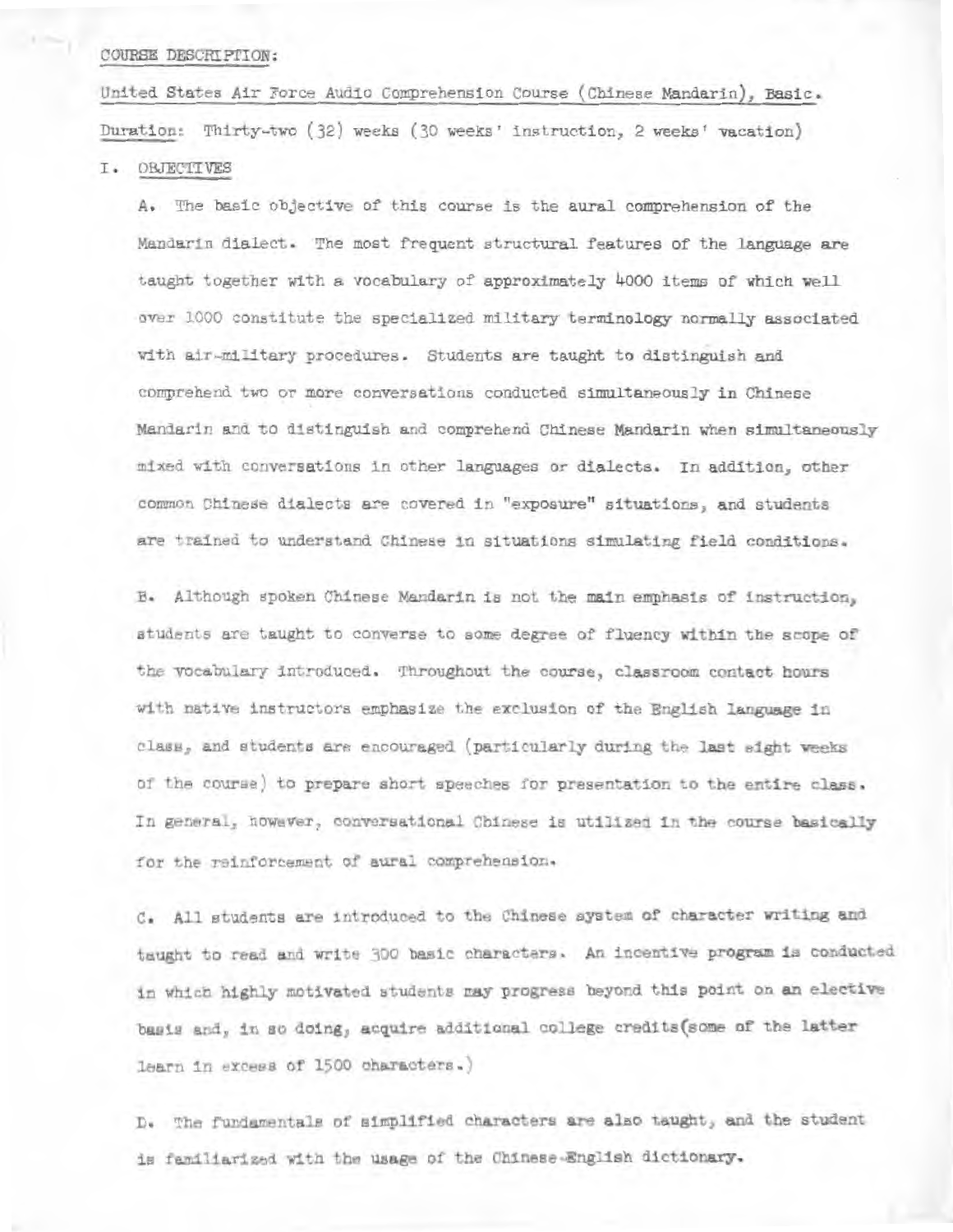COURSE DESCRIPTION:

United States Air Force Audio Comprehension Course (Chinese Mandarin), Basic.

Duration: Thirty-two (32) weeks (30 weeks' instruction, 2 weeks' vacation)

## I. OBJECTIVES

A. The basic objective of this course is the aural comprehension of the Mandarin dialect. The most frequent structural features of the language are taught together with a vocabulary of approximately 4000 items of which well over 1000 constitute the specialized military terminology normally associated with air-military procedures. Students are taught to distinguish and comprehend two or more conversations conducted simultaneously in Chinese Mandarin and to distinguish and comprehend Chinese Mandarin when simultaneously mixed with conversations in other languages or dialects. In addition, other common Chinese dialects are covered in "exposure" situations, and students are trained to understand Chinese in situations simulating field conditions.

B. Although spoken Chinese Mandarin is not the main emphasis of instruction, students are taught to converse to some degree of fluency within the scope of the vocabulary introduced. Throughout the course, classroom contact hours with native instructors emphasize the exclusion of the English language in class, and students are encouraged (particularly during the last eight weeks of the course) to prepare short speeches for presentation to the entire class. In general, however, conversational Chinese is utilized in the course basically for the reinforcement of aural comprehension.

C. All students are introduced to the Chinese system of character writing and taught to read and write 300 basic characters. An incentive program is conducted in which highly motivated students may progress beyond this point on an elective basis and, in so doing, acquire additional college credits(some of the latter learn in excess of 1500 characters.)

D. The fundamentals of simplified characters are also taught, and the student is familiarized with the usage of the Chinese-English dictionary.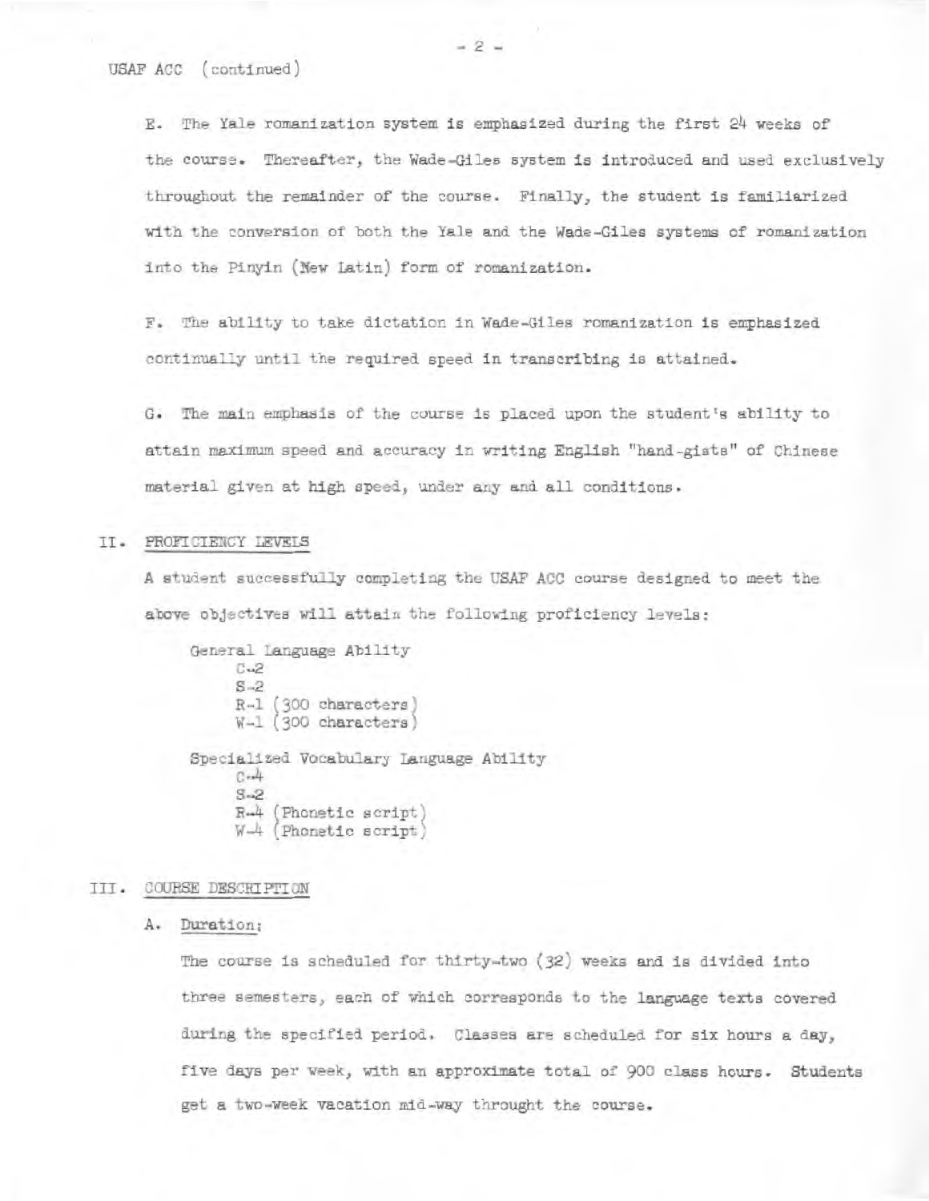USAF ACC (continued)

E. The Yale romanization system is emphasized during the first 24 weeks of the course. Thereafter, the Wade-Giles system is introduced and used exclusively throughout the remainder of the course. Finally, the student is familiarized with the conversion of both the Yale and the Wade-Giles systems of romanization into the Pinyin (New Latin) form of romanization.

F. The ability to take dictation in Wade-Giles romanization is emphasized continually until the required speed in transcribing is attained.

G. The main emphasis of the course is placed upon the student's ability to attain maximum speed and accuracy in writing English "hand-gists" of Chinese material given at high speed, under any and all conditions.

## II. PROFICIENCY LEVELS

A student successfully completing the USAF ACC course designed to meet the above objectives will attain the following proficiency levels:

General Language Ability
- C-2
- S-2
- R-1 (300 characters)
- W-1 (300 characters)

Specialized Vocabulary Language Ability
- C-4
- S-2
- R-4 (Phonetic script)
- W-4 (Phonetic script)

## III. COURSE DESCRIPTION

A. Duration:

The course is scheduled for thirty-two (32) weeks and is divided into three semesters, each of which corresponds to the language texts covered during the specified period. Classes are scheduled for six hours a day, five days per week, with an approximate total of 900 class hours. Students get a two-week vacation mid-way throught the course.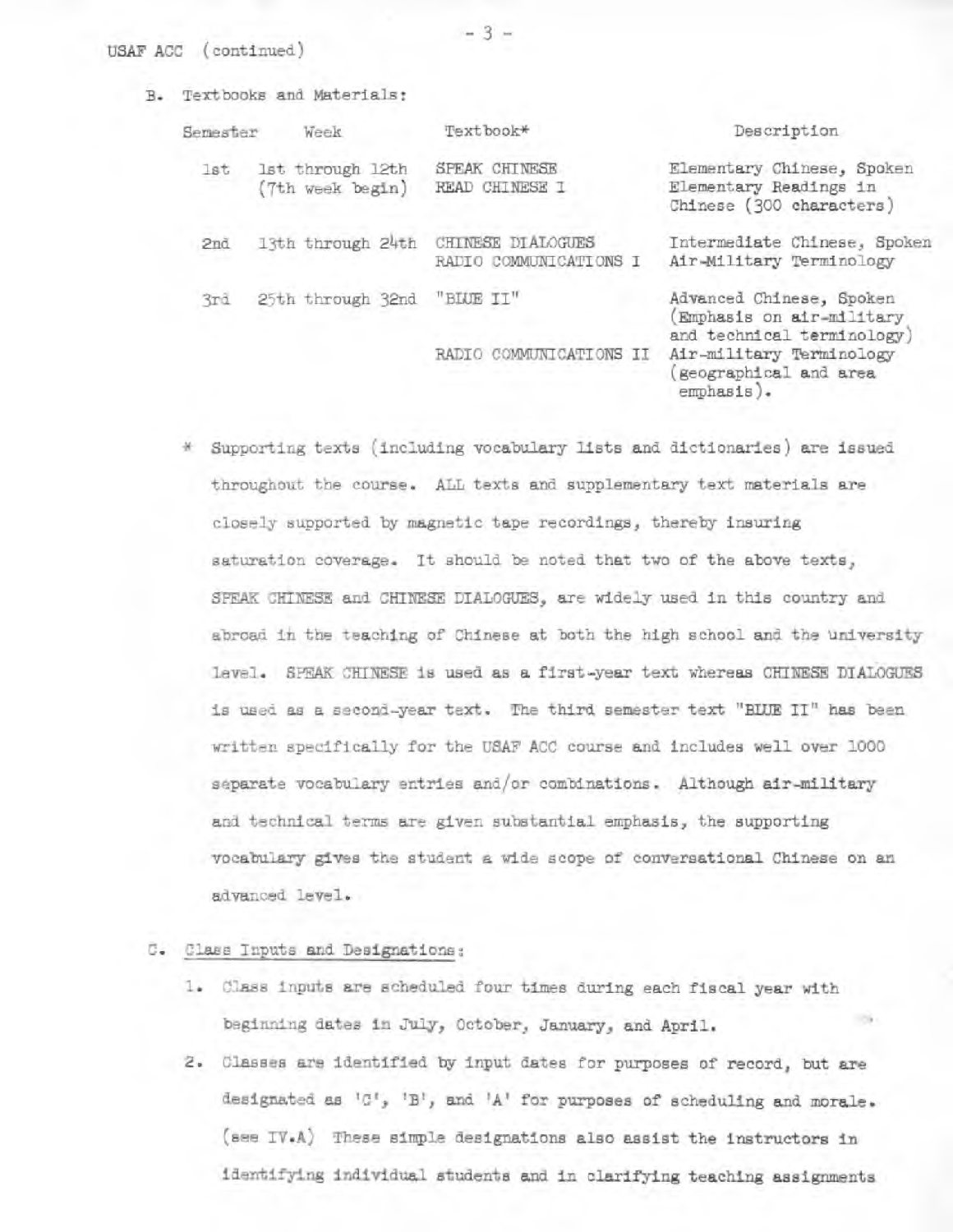USAF ACC (continued)

B. Textbooks and Materials:

| Semester | Week | Textbook* | Description |
|---|---|---|---|
| 1st | 1st through 12th (7th week begin) | SPEAK CHINESE READ CHINESE I | Elementary Chinese, Spoken Elementary Readings in Chinese (300 characters) |
| 2nd | 13th through 24th | CHINESE DIALOGUES RADIO COMMUNICATIONS I | Intermediate Chinese, Spoken Air-Military Terminology |
| 3rd | 25th through 32nd | "BLUE II" | Advanced Chinese, Spoken (Emphasis on air-military and technical terminology) |
| | | RADIO COMMUNICATIONS II | Air-military Terminology (geographical and area emphasis). |

\* Supporting texts (including vocabulary lists and dictionaries) are issued throughout the course. ALL texts and supplementary text materials are closely supported by magnetic tape recordings, thereby insuring saturation coverage. It should be noted that two of the above texts, SPEAK CHINESE and CHINESE DIALOGUES, are widely used in this country and abroad in the teaching of Chinese at both the high school and the university level. SPEAK CHINESE is used as a first-year text whereas CHINESE DIALOGUES is used as a second-year text. The third semester text "BLUE II" has been written specifically for the USAF ACC course and includes well over 1000 separate vocabulary entries and/or combinations. Although air-military and technical terms are given substantial emphasis, the supporting vocabulary gives the student a wide scope of conversational Chinese on an advanced level.

C. Class Inputs and Designations:

1. Class inputs are scheduled four times during each fiscal year with beginning dates in July, October, January, and April.
2. Classes are identified by input dates for purposes of record, but are designated as 'C', 'B', and 'A' for purposes of scheduling and morale. (see IV.A) These simple designations also assist the instructors in identifying individual students and in clarifying teaching assignments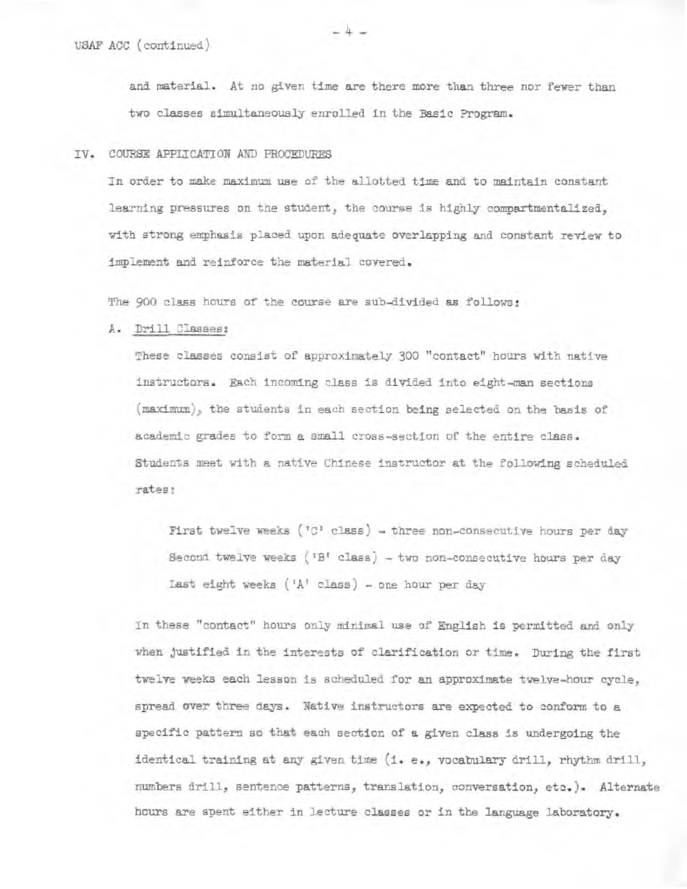and material. At no given time are there more than three nor fewer than two classes simultaneously enrolled in the Basic Program.

## IV. COURSE APPLICATION AND PROCEDURES

In order to make maximum use of the allotted time and to maintain constant learning pressures on the student, the course is highly compartmentalized, with strong emphasis placed upon adequate overlapping and constant review to implement and reinforce the material covered.

The 900 class hours of the course are sub-divided as follows:

### A. Drill Classes:

These classes consist of approximately 300 "contact" hours with native instructors. Each incoming class is divided into eight-man sections (maximum), the students in each section being selected on the basis of academic grades to form a small cross-section of the entire class. Students meet with a native Chinese instructor at the following scheduled rates:

> First twelve weeks ('C' class) - three non-consecutive hours per day
> Second twelve weeks ('B' class) - two non-consecutive hours per day
> Last eight weeks ('A' class) - one hour per day

In these "contact" hours only minimal use of English is permitted and only when justified in the interests of clarification or time. During the first twelve weeks each lesson is scheduled for an approximate twelve-hour cycle, spread over three days. Native instructors are expected to conform to a specific pattern so that each section of a given class is undergoing the identical training at any given time (i. e., vocabulary drill, rhythm drill, numbers drill, sentence patterns, translation, conversation, etc.). Alternate hours are spent either in lecture classes or in the language laboratory.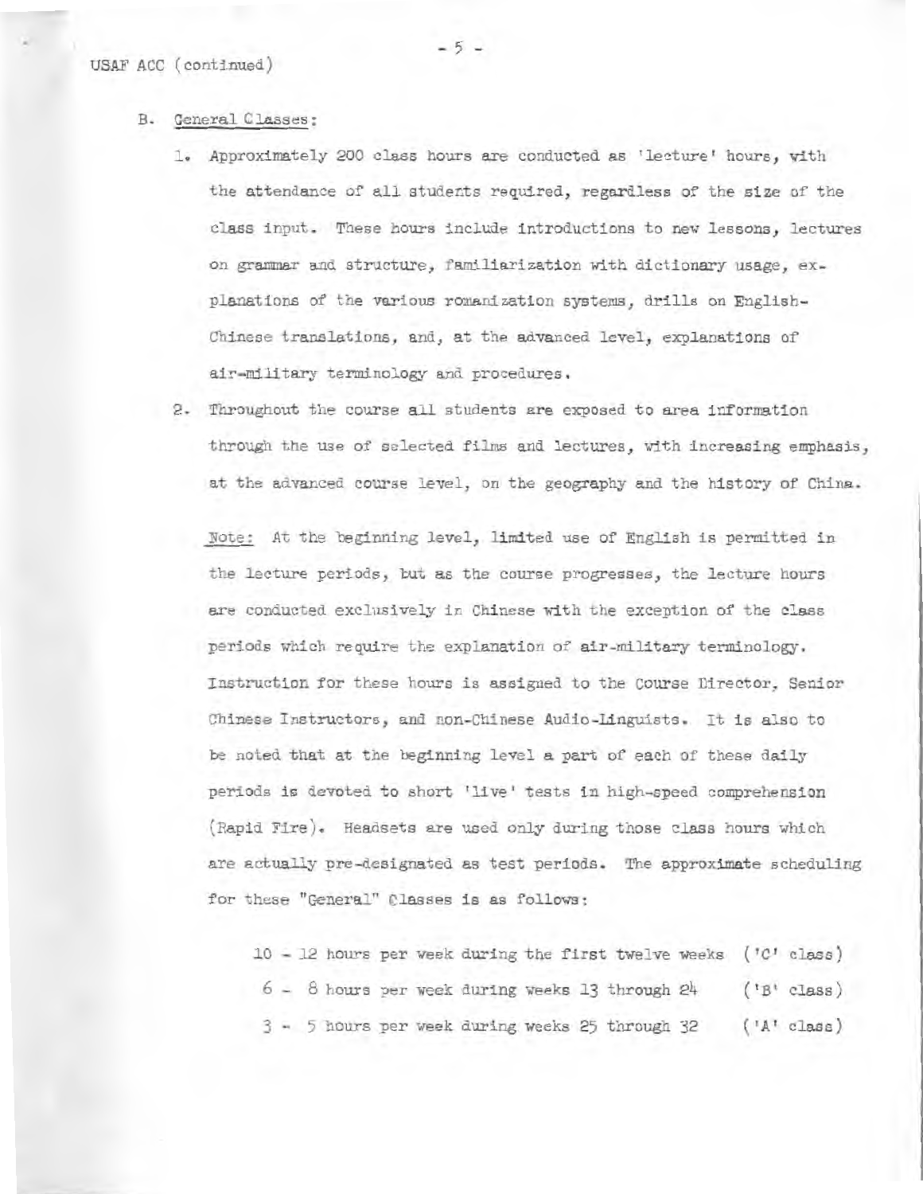USAF ACC (continued)

B. General Classes:

1. Approximately 200 class hours are conducted as 'lecture' hours, with the attendance of all students required, regardless of the size of the class input. These hours include introductions to new lessons, lectures on grammar and structure, familiarization with dictionary usage, explanations of the various romanization systems, drills on English-Chinese translations, and, at the advanced level, explanations of air-military terminology and procedures.

2. Throughout the course all students are exposed to area information through the use of selected films and lectures, with increasing emphasis, at the advanced course level, on the geography and the history of China.

Note: At the beginning level, limited use of English is permitted in the lecture periods, but as the course progresses, the lecture hours are conducted exclusively in Chinese with the exception of the class periods which require the explanation of air-military terminology. Instruction for these hours is assigned to the Course Director, Senior Chinese Instructors, and non-Chinese Audio-Linguists. It is also to be noted that at the beginning level a part of each of these daily periods is devoted to short 'live' tests in high-speed comprehension (Rapid Fire). Headsets are used only during those class hours which are actually pre-designated as test periods. The approximate scheduling for these "General" Classes is as follows:

10 - 12 hours per week during the first twelve weeks ('C' class)
6 - 8 hours per week during weeks 13 through 24 ('B' class)
3 - 5 hours per week during weeks 25 through 32 ('A' class)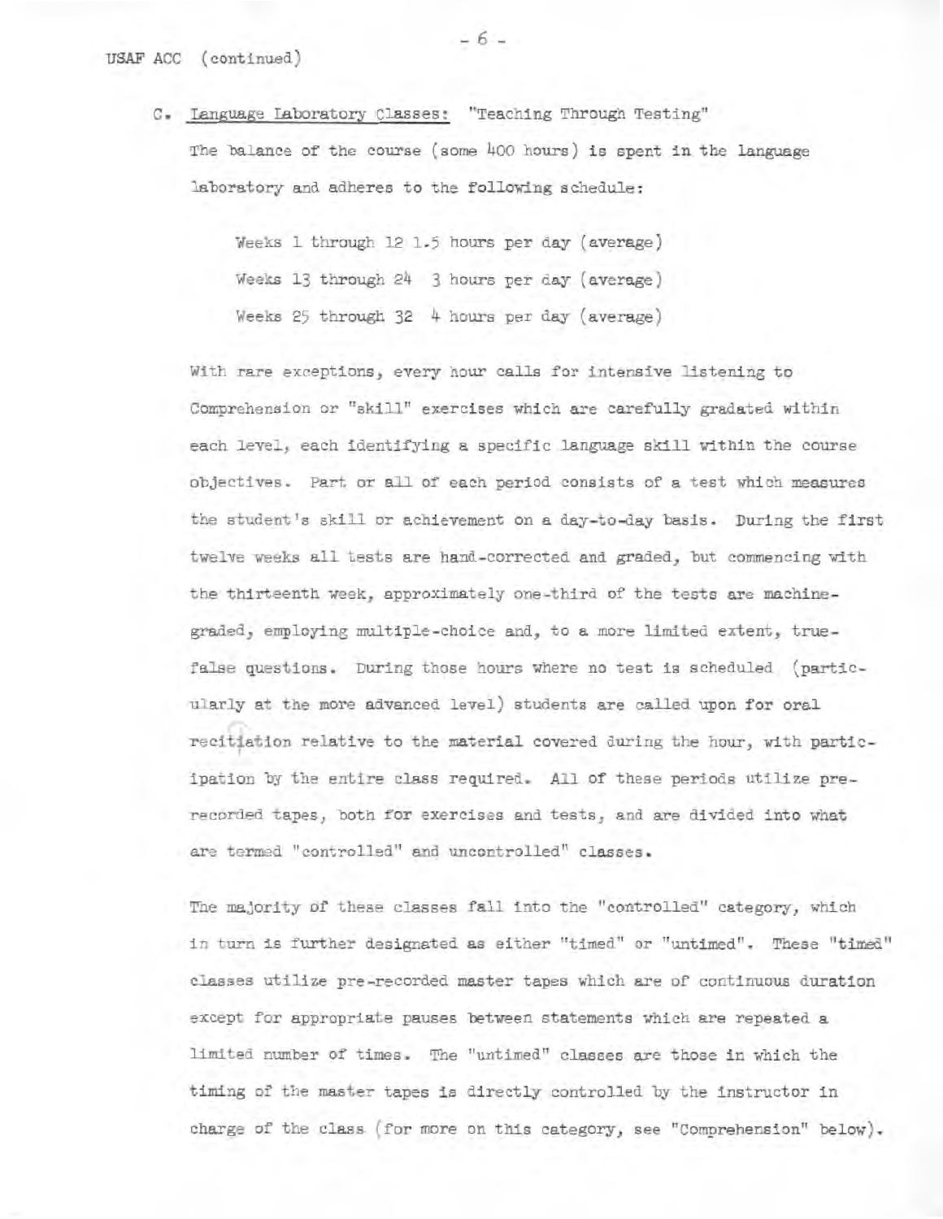USAF ACC (continued)

C. Language Laboratory Classes: "Teaching Through Testing"

The balance of the course (some 400 hours) is spent in the language laboratory and adheres to the following schedule:

Weeks 1 through 12 1.5 hours per day (average)

Weeks 13 through 24 3 hours per day (average)

Weeks 25 through 32 4 hours per day (average)

With rare exceptions, every hour calls for intensive listening to Comprehension or "skill" exercises which are carefully gradated within each level, each identifying a specific language skill within the course objectives. Part or all of each period consists of a test which measures the student's skill or achievement on a day-to-day basis. During the first twelve weeks all tests are hand-corrected and graded, but commencing with the thirteenth week, approximately one-third of the tests are machine-graded, employing multiple-choice and, to a more limited extent, true-false questions. During those hours where no test is scheduled (particularly at the more advanced level) students are called upon for oral recitiation relative to the material covered during the hour, with participation by the entire class required. All of these periods utilize pre-recorded tapes, both for exercises and tests, and are divided into what are termed "controlled" and uncontrolled" classes.

The majority of these classes fall into the "controlled" category, which in turn is further designated as either "timed" or "untimed". These "timed" classes utilize pre-recorded master tapes which are of continuous duration except for appropriate pauses between statements which are repeated a limited number of times. The "untimed" classes are those in which the timing of the master tapes is directly controlled by the instructor in charge of the class (for more on this category, see "Comprehension" below).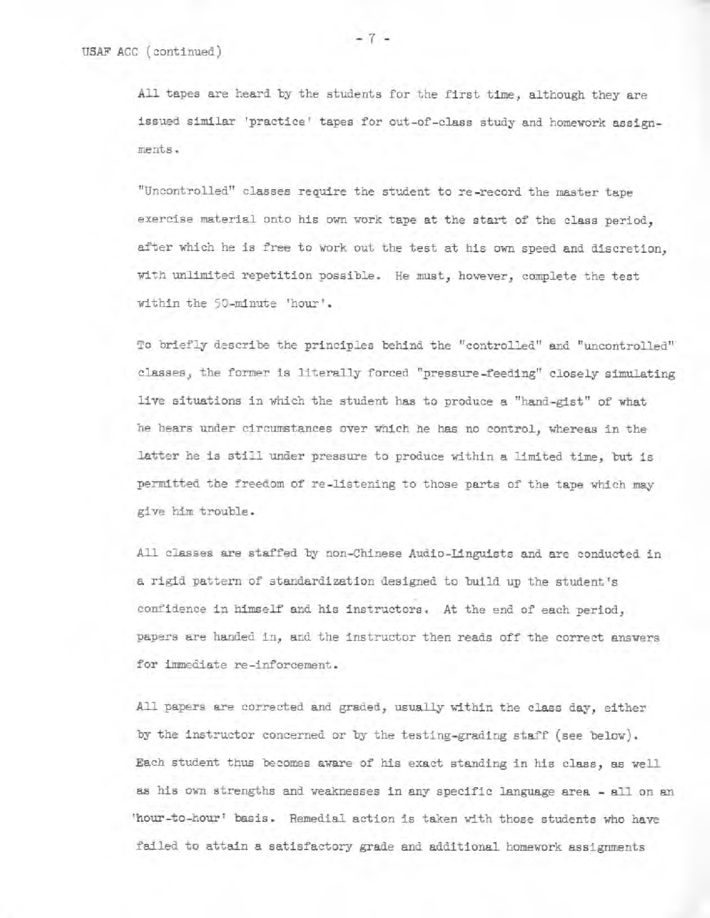All tapes are heard by the students for the first time, although they are issued similar 'practice' tapes for out-of-class study and homework assignments.

"Uncontrolled" classes require the student to re-record the master tape exercise material onto his own work tape at the start of the class period, after which he is free to work out the test at his own speed and discretion, with unlimited repetition possible. He must, however, complete the test within the 50-minute 'hour'.

To briefly describe the principles behind the "controlled" and "uncontrolled" classes, the former is literally forced "pressure-feeding" closely simulating live situations in which the student has to produce a "hand-gist" of what he hears under circumstances over which he has no control, whereas in the latter he is still under pressure to produce within a limited time, but is permitted the freedom of re-listening to those parts of the tape which may give him trouble.

All classes are staffed by non-Chinese Audio-Linguists and are conducted in a rigid pattern of standardization designed to build up the student's confidence in himself and his instructors. At the end of each period, papers are handed in, and the instructor then reads off the correct answers for immediate re-inforcement.

All papers are corrected and graded, usually within the class day, either by the instructor concerned or by the testing-grading staff (see below). Each student thus becomes aware of his exact standing in his class, as well as his own strengths and weaknesses in any specific language area - all on an 'hour-to-hour' basis. Remedial action is taken with those students who have failed to attain a satisfactory grade and additional homework assignments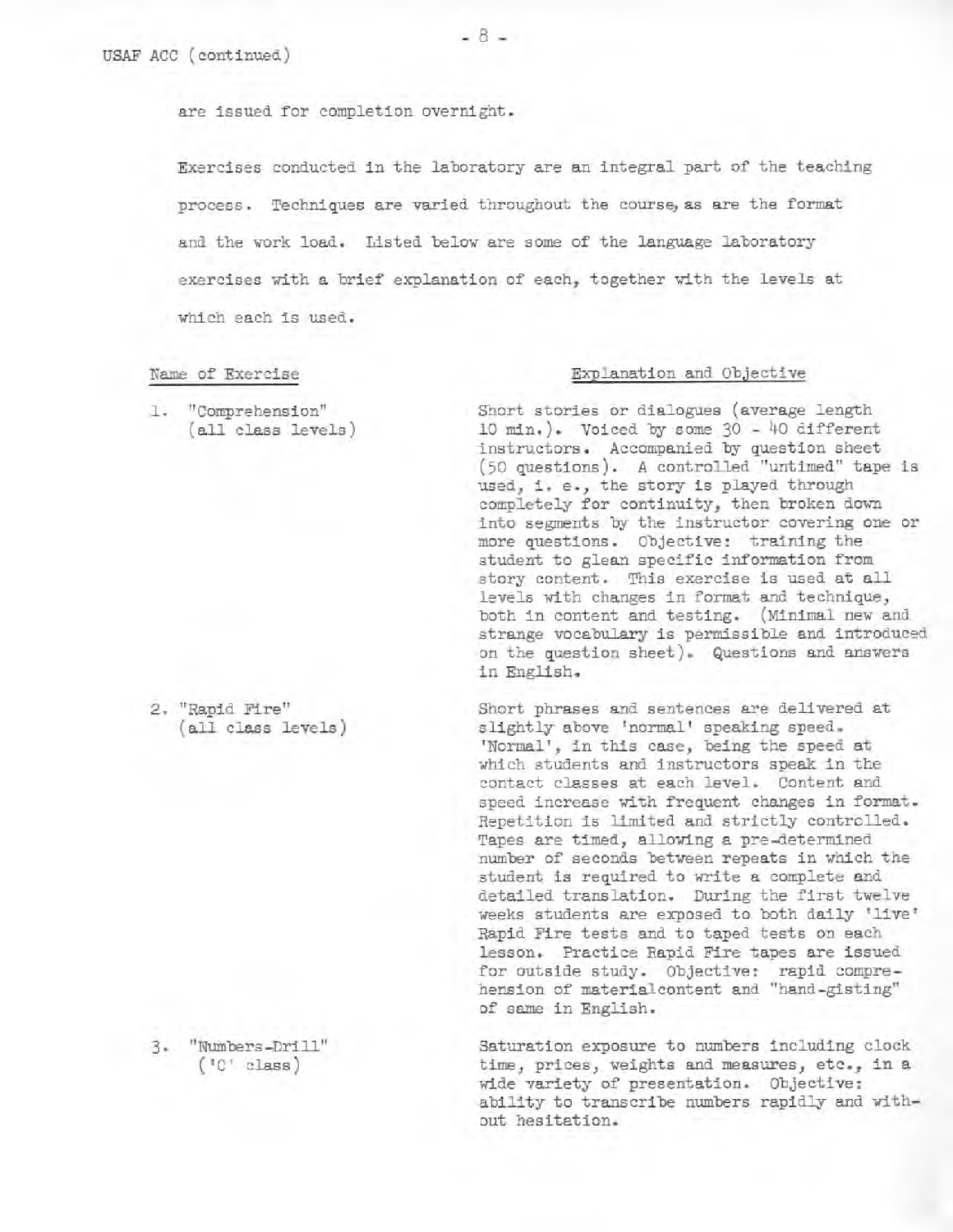USAF ACC (continued)

are issued for completion overnight.

Exercises conducted in the laboratory are an integral part of the teaching process. Techniques are varied throughout the course, as are the format and the work load. Listed below are some of the language laboratory exercises with a brief explanation of each, together with the levels at which each is used.

| Name of Exercise | Explanation and Objective |
|---|---|
| 1. "Comprehension" (all class levels) | Short stories or dialogues (average length 10 min.). Voiced by some 30 - 40 different instructors. Accompanied by question sheet (50 questions). A controlled "untimed" tape is used, i. e., the story is played through completely for continuity, then broken down into segments by the instructor covering one or more questions. Objective: training the student to glean specific information from story content. This exercise is used at all levels with changes in format and technique, both in content and testing. (Minimal new and strange vocabulary is permissible and introduced on the question sheet). Questions and answers in English. |
| 2. "Rapid Fire" (all class levels) | Short phrases and sentences are delivered at slightly above 'normal' speaking speed. 'Normal', in this case, being the speed at which students and instructors speak in the contact classes at each level. Content and speed increase with frequent changes in format. Repetition is limited and strictly controlled. Tapes are timed, allowing a pre-determined number of seconds between repeats in which the student is required to write a complete and detailed translation. During the first twelve weeks students are exposed to both daily 'live' Rapid Fire tests and to taped tests on each lesson. Practice Rapid Fire tapes are issued for outside study. Objective: rapid comprehension of materialcontent and "hand-gisting" of same in English. |
| 3. "Numbers-Drill" ('C' class) | Saturation exposure to numbers including clock time, prices, weights and measures, etc., in a wide variety of presentation. Objective: ability to transcribe numbers rapidly and without hesitation. |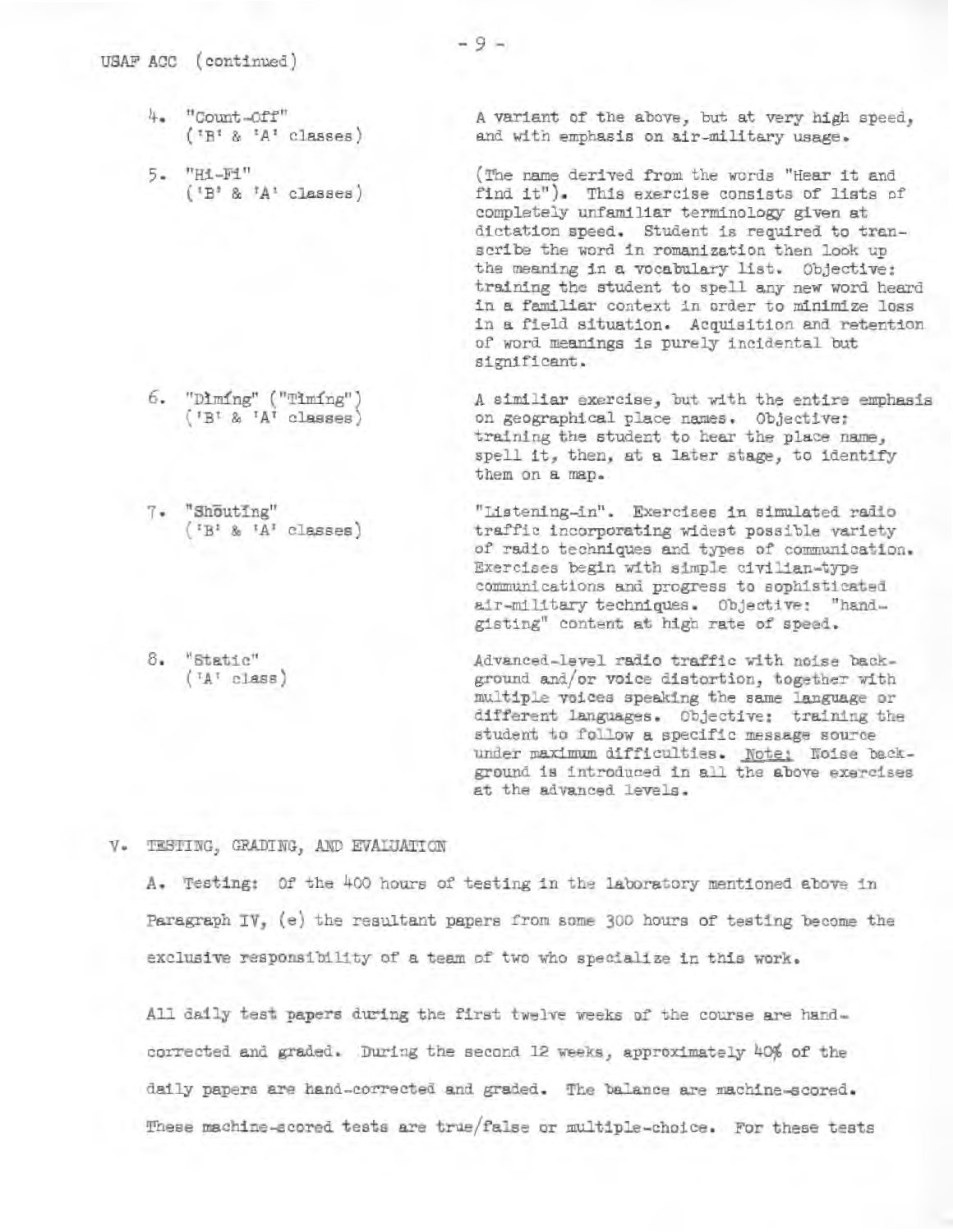USAF ACC (continued)

4. "Count-Off" ('B' & 'A' classes)

   A variant of the above, but at very high speed, and with emphasis on air-military usage.

5. "Hi-Fi" ('B' & 'A' classes)

   (The name derived from the words "Hear it and find it"). This exercise consists of lists of completely unfamiliar terminology given at dictation speed. Student is required to transcribe the word in romanization then look up the meaning in a vocabulary list. Objective: training the student to spell any new word heard in a familiar context in order to minimize loss in a field situation. Acquisition and retention of word meanings is purely incidental but significant.

6. "Dīmíng" ("Tīmíng") ('B' & 'A' classes)

   A similiar exercise, but with the entire emphasis on geographical place names. Objective: training the student to hear the place name, spell it, then, at a later stage, to identify them on a map.

7. "Shōutíng" ('B' & 'A' classes)

   "Listening-in". Exercises in simulated radio traffic incorporating widest possible variety of radio techniques and types of communication. Exercises begin with simple civilian-type communications and progress to sophisticated air-military techniques. Objective: "hand-gisting" content at high rate of speed.

8. "Static" ('A' class)

   Advanced-level radio traffic with noise background and/or voice distortion, together with multiple voices speaking the same language or different languages. Objective: training the student to follow a specific message source under maximum difficulties. Note: Noise background is introduced in all the above exercises at the advanced levels.

## V. TESTING, GRADING, AND EVALUATION

A. Testing: Of the 400 hours of testing in the laboratory mentioned above in Paragraph IV, (e) the resultant papers from some 300 hours of testing become the exclusive responsibility of a team of two who specialize in this work.

All daily test papers during the first twelve weeks of the course are hand-corrected and graded. During the second 12 weeks, approximately 40% of the daily papers are hand-corrected and graded. The balance are machine-scored. These machine-scored tests are true/false or multiple-choice. For these tests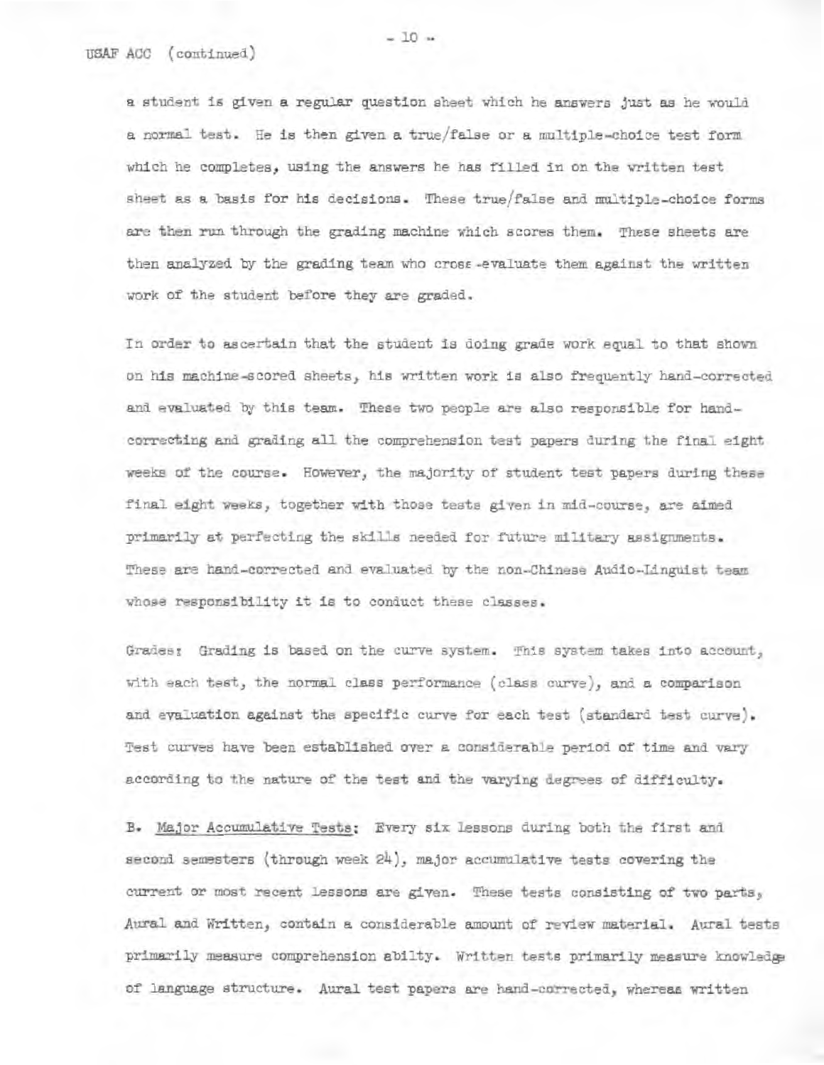a student is given a regular question sheet which he answers just as he would a normal test. He is then given a true/false or a multiple-choice test form which he completes, using the answers he has filled in on the written test sheet as a basis for his decisions. These true/false and multiple-choice forms are then run through the grading machine which scores them. These sheets are then analyzed by the grading team who cross-evaluate them against the written work of the student before they are graded.

In order to ascertain that the student is doing grade work equal to that shown on his machine-scored sheets, his written work is also frequently hand-corrected and evaluated by this team. These two people are also responsible for hand-correcting and grading all the comprehension test papers during the final eight weeks of the course. However, the majority of student test papers during these final eight weeks, together with those tests given in mid-course, are aimed primarily at perfecting the skills needed for future military assignments. These are hand-corrected and evaluated by the non-Chinese Audio-Linguist team whose responsibility it is to conduct these classes.

Grades: Grading is based on the curve system. This system takes into account, with each test, the normal class performance (class curve), and a comparison and evaluation against the specific curve for each test (standard test curve). Test curves have been established over a considerable period of time and vary according to the nature of the test and the varying degrees of difficulty.

B. Major Accumulative Tests: Every six lessons during both the first and second semesters (through week 24), major accumulative tests covering the current or most recent lessons are given. These tests consisting of two parts, Aural and Written, contain a considerable amount of review material. Aural tests primarily measure comprehension abilty. Written tests primarily measure knowledge of language structure. Aural test papers are hand-corrected, whereas written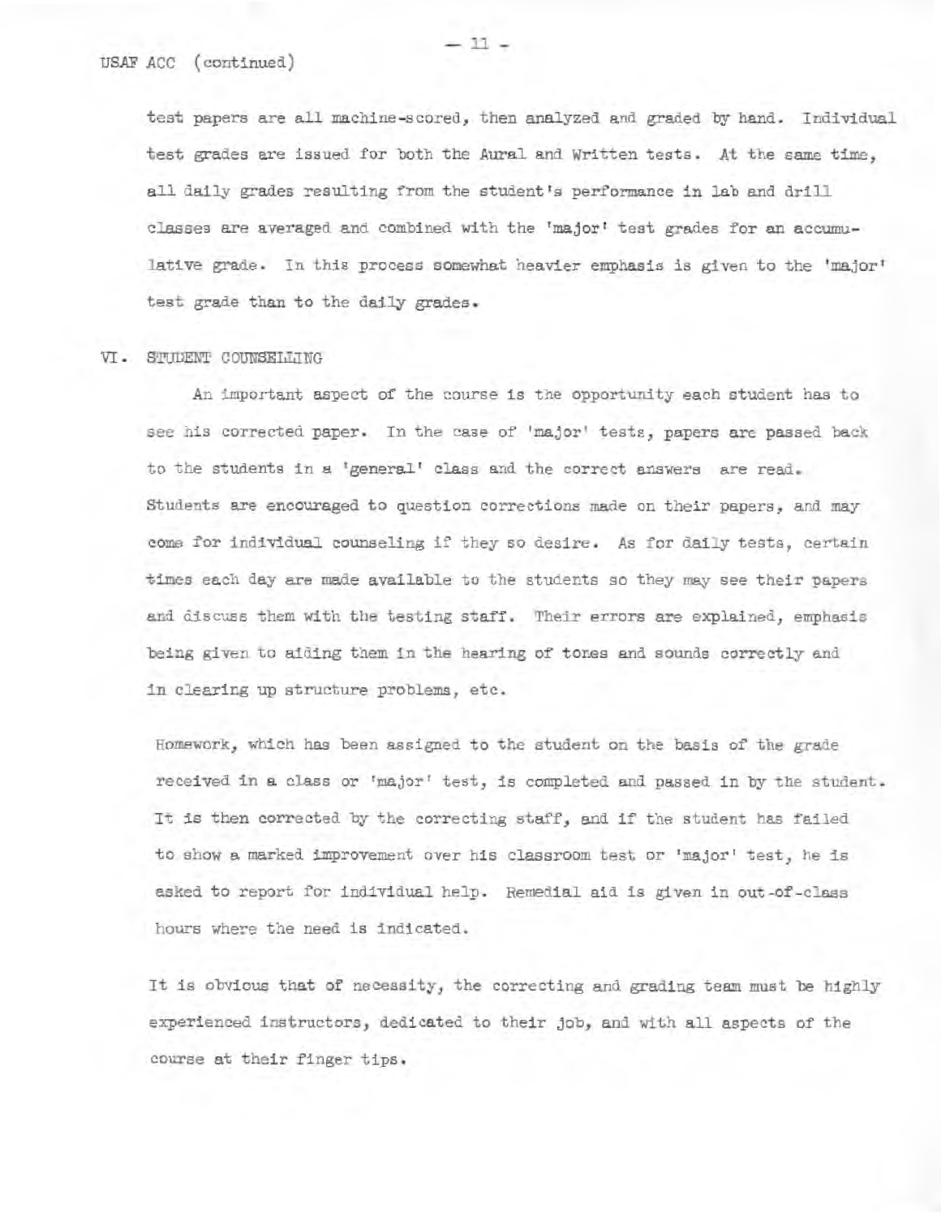USAF ACC (continued)

test papers are all machine-scored, then analyzed and graded by hand. Individual test grades are issued for both the Aural and Written tests. At the same time, all daily grades resulting from the student's performance in lab and drill classes are averaged and combined with the 'major' test grades for an accumulative grade. In this process somewhat heavier emphasis is given to the 'major' test grade than to the daily grades.

## VI. STUDENT COUNSELLING

An important aspect of the course is the opportunity each student has to see his corrected paper. In the case of 'major' tests, papers are passed back to the students in a 'general' class and the correct answers are read. Students are encouraged to question corrections made on their papers, and may come for individual counseling if they so desire. As for daily tests, certain times each day are made available to the students so they may see their papers and discuss them with the testing staff. Their errors are explained, emphasis being given to aiding them in the hearing of tones and sounds correctly and in clearing up structure problems, etc.

Homework, which has been assigned to the student on the basis of the grade received in a class or 'major' test, is completed and passed in by the student. It is then corrected by the correcting staff, and if the student has failed to show a marked improvement over his classroom test or 'major' test, he is asked to report for individual help. Remedial aid is given in out-of-class hours where the need is indicated.

It is obvious that of necessity, the correcting and grading team must be highly experienced instructors, dedicated to their job, and with all aspects of the course at their finger tips.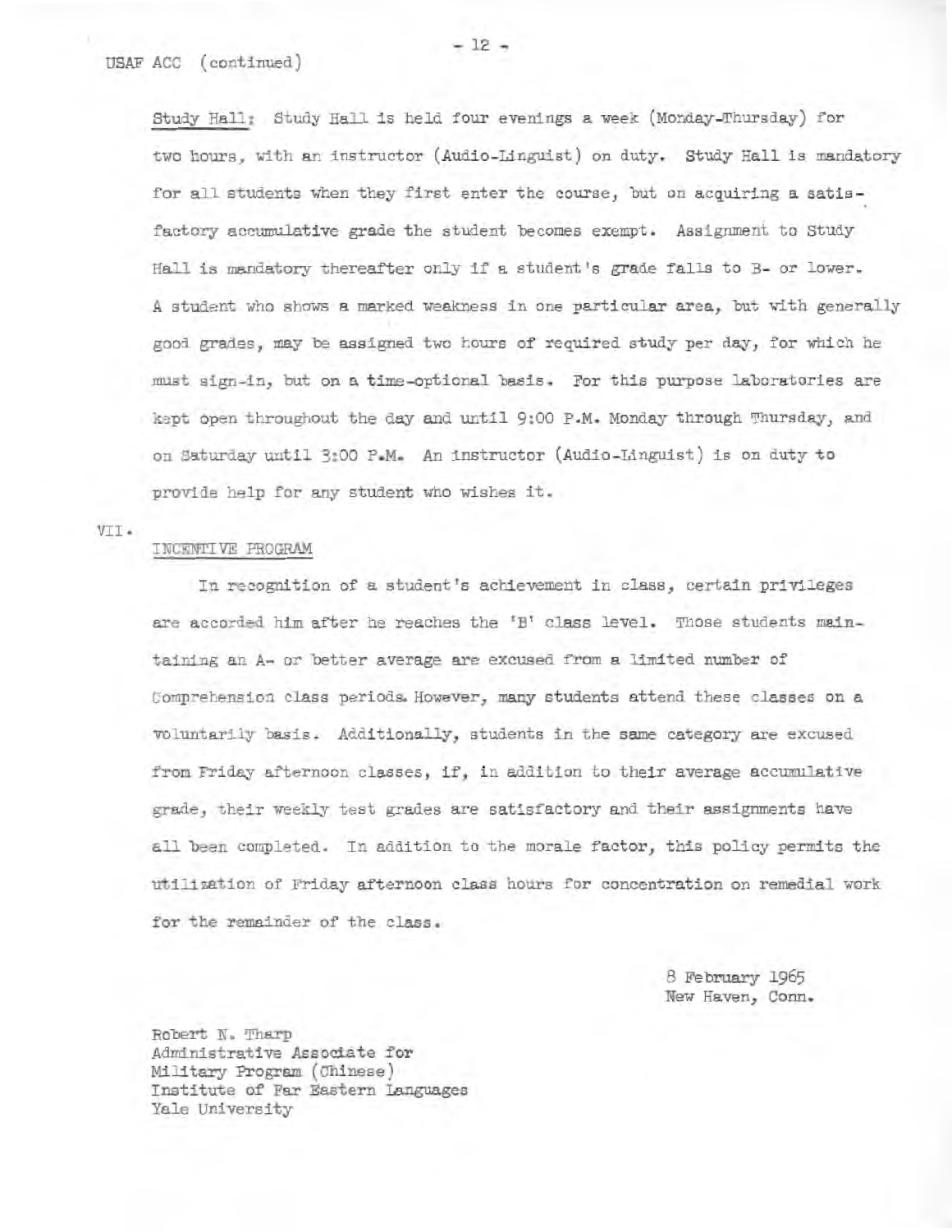USAF ACC (continued)

Study Hall: Study Hall is held four evenings a week (Monday-Thursday) for two hours, with an instructor (Audio-Linguist) on duty. Study Hall is mandatory for all students when they first enter the course, but on acquiring a satisfactory accumulative grade the student becomes exempt. Assignment to Study Hall is mandatory thereafter only if a student's grade falls to B- or lower. A student who shows a marked weakness in one particular area, but with generally good grades, may be assigned two hours of required study per day, for which he must sign-in, but on a time-optional basis. For this purpose laboratories are kept open throughout the day and until 9:00 P.M. Monday through Thursday, and on Saturday until 3:00 P.M. An instructor (Audio-Linguist) is on duty to provide help for any student who wishes it.

VII. INCENTIVE PROGRAM

In recognition of a student's achievement in class, certain privileges are accorded him after he reaches the 'B' class level. Those students maintaining an A- or better average are excused from a limited number of Comprehension class periods. However, many students attend these classes on a voluntarily basis. Additionally, students in the same category are excused from Friday afternoon classes, if, in addition to their average accumulative grade, their weekly test grades are satisfactory and their assignments have all been completed. In addition to the morale factor, this policy permits the utilization of Friday afternoon class hours for concentration on remedial work for the remainder of the class.

8 February 1965
New Haven, Conn.

Robert N. Tharp
Administrative Associate for
Military Program (Chinese)
Institute of Far Eastern Languages
Yale University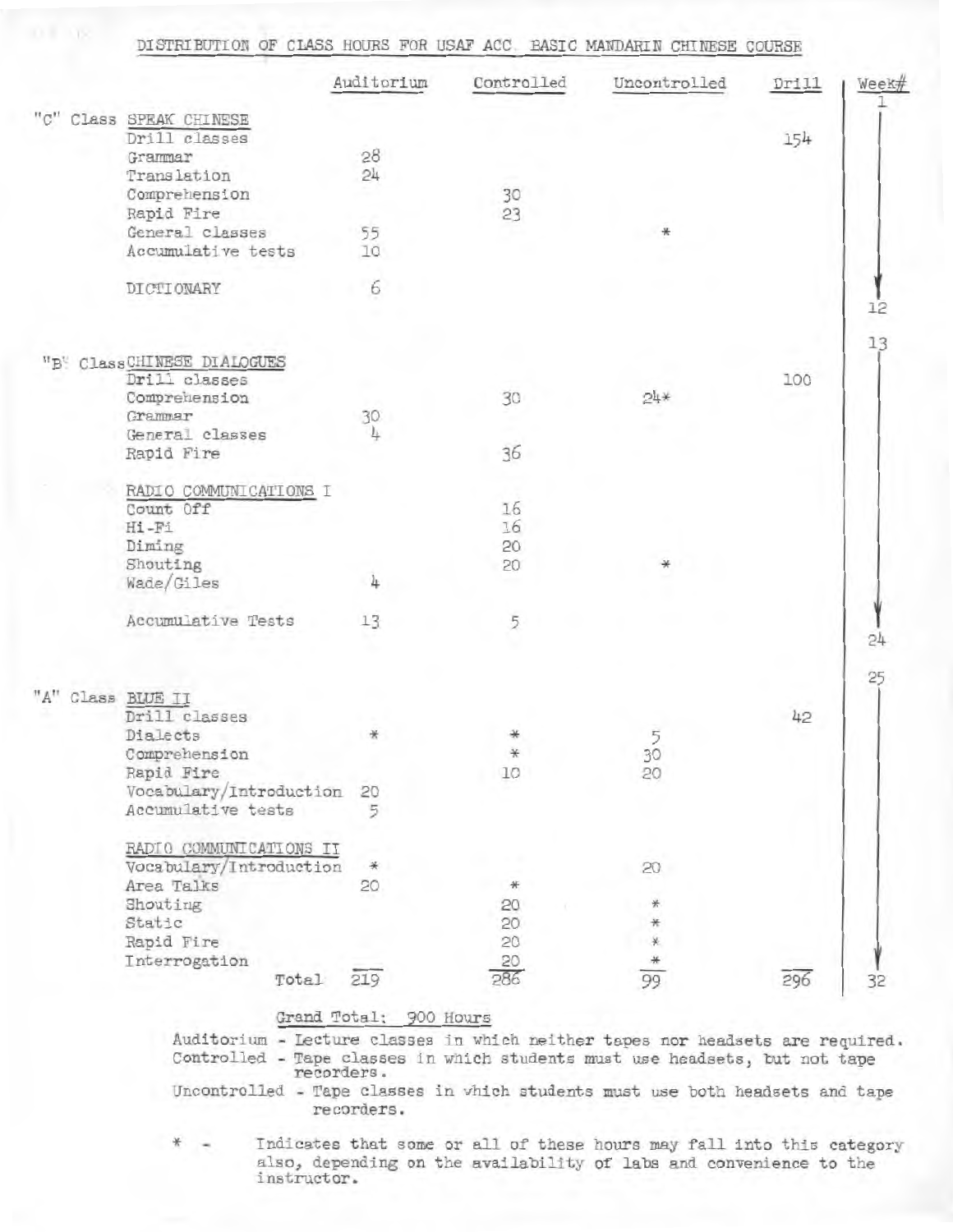# DISTRIBUTION OF CLASS HOURS FOR USAF ACC BASIC MANDARIN CHINESE COURSE

| | | Auditorium | Controlled | Uncontrolled | Drill | Week# |
|---|---|---|---|---|---|---|
| "C" Class | SPEAK CHINESE | | | | | 1 |
| | Drill classes | | | | 154 | |
| | Grammar | 28 | | | | |
| | Translation | 24 | | | | |
| | Comprehension | | 30 | | | |
| | Rapid Fire | | 23 | | | |
| | General classes | 55 | | * | | |
| | Accumulative tests | 10 | | | | |
| | DICTIONARY | 6 | | | | 12 |
| | | | | | | 13 |
| "B" Class | CHINESE DIALOGUES | | | | | |
| | Drill classes | | | | 100 | |
| | Comprehension | | 30 | 24* | | |
| | Grammar | 30 | | | | |
| | General classes | 4 | | | | |
| | Rapid Fire | | 36 | | | |
| | RADIO COMMUNICATIONS I | | | | | |
| | Count Off | | 16 | | | |
| | Hi-Fi | | 16 | | | |
| | Diming | | 20 | | | |
| | Shouting | | 20 | * | | |
| | Wade/Giles | 4 | | | | |
| | Accumulative Tests | 13 | 5 | | | 24 |
| | | | | | | 25 |
| "A" Class | BLUE II | | | | | |
| | Drill classes | | | | 42 | |
| | Dialects | * | * | 5 | | |
| | Comprehension | | * | 30 | | |
| | Rapid Fire | | 10 | 20 | | |
| | Vocabulary/Introduction | 20 | | | | |
| | Accumulative tests | 5 | | | | |
| | RADIO COMMUNICATIONS II | | | | | |
| | Vocabulary/Introduction | * | | 20 | | |
| | Area Talks | 20 | * | | | |
| | Shouting | | 20 | * | | |
| | Static | | 20 | * | | |
| | Rapid Fire | | 20 | * | | |
| | Interrogation | | 20 | * | | |
| | Total | 219 | 286 | 99 | 296 | 32 |

Grand Total: 900 Hours

Auditorium - Lecture classes in which neither tapes nor headsets are required.

Controlled - Tape classes in which students must use headsets, but not tape recorders.

Uncontrolled - Tape classes in which students must use both headsets and tape recorders.

\* - Indicates that some or all of these hours may fall into this category also, depending on the availability of labs and convenience to the instructor.